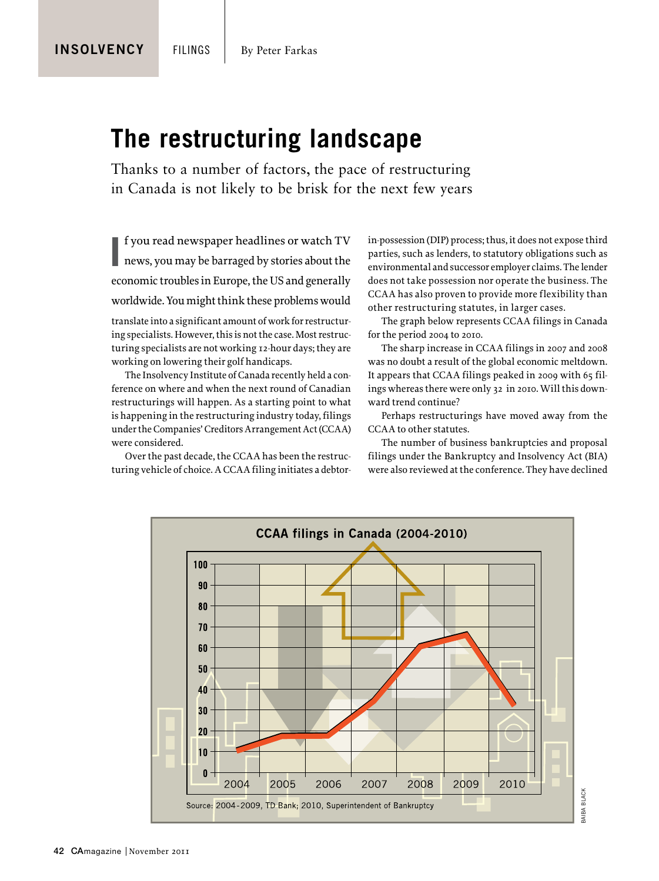INSOLVENCY FILINGS

By Peter Farkas

# The restructuring landscape

Thanks to a number of factors, the pace of restructuring in Canada is not likely to be brisk for the next few years

If you read newspaper headlines or watch TV news, you may be barraged by stories about the economic troubles in Europe, the US and generally worldwide. You might think these problems would translate into a significant amount of work for restructuring specialists. However, this is not the case. Most restructuring specialists are not working 12-hour days; they are working on lowering their golf handicaps.

The Insolvency Institute of Canada recently held a conference on where and when the next round of Canadian restructurings will happen. As a starting point to what is happening in the restructuring industry today, filings under the Companies' Creditors Arrangement Act (CCAA) were considered.

Over the past decade, the CCAA has been the restructuring vehicle of choice. A CCAA filing initiates a debtor-in-possession (DIP) process; thus, it does not expose third parties, such as lenders, to statutory obligations such as environmental and successor employer claims. The lender does not take possession nor operate the business. The CCAA has also proven to provide more flexibility than other restructuring statutes, in larger cases.

The graph below represents CCAA filings in Canada for the period 2004 to 2010.

The sharp increase in CCAA filings in 2007 and 2008 was no doubt a result of the global economic meltdown. It appears that CCAA filings peaked in 2009 with 65 filings whereas there were only 32 in 2010. Will this downward trend continue?

Perhaps restructurings have moved away from the CCAA to other statutes.

The number of business bankruptcies and proposal filings under the Bankruptcy and Insolvency Act (BIA) were also reviewed at the conference. They have declined

**CCAA filings in Canada (2004-2010)**

100
90
80
70
60
50
40
30
20
10
0

2004 2005 2006 2007 2008 2009 2010

Source: 2004-2009, TD Bank; 2010, Superintendent of Bankruptcy

BAIBA BLACK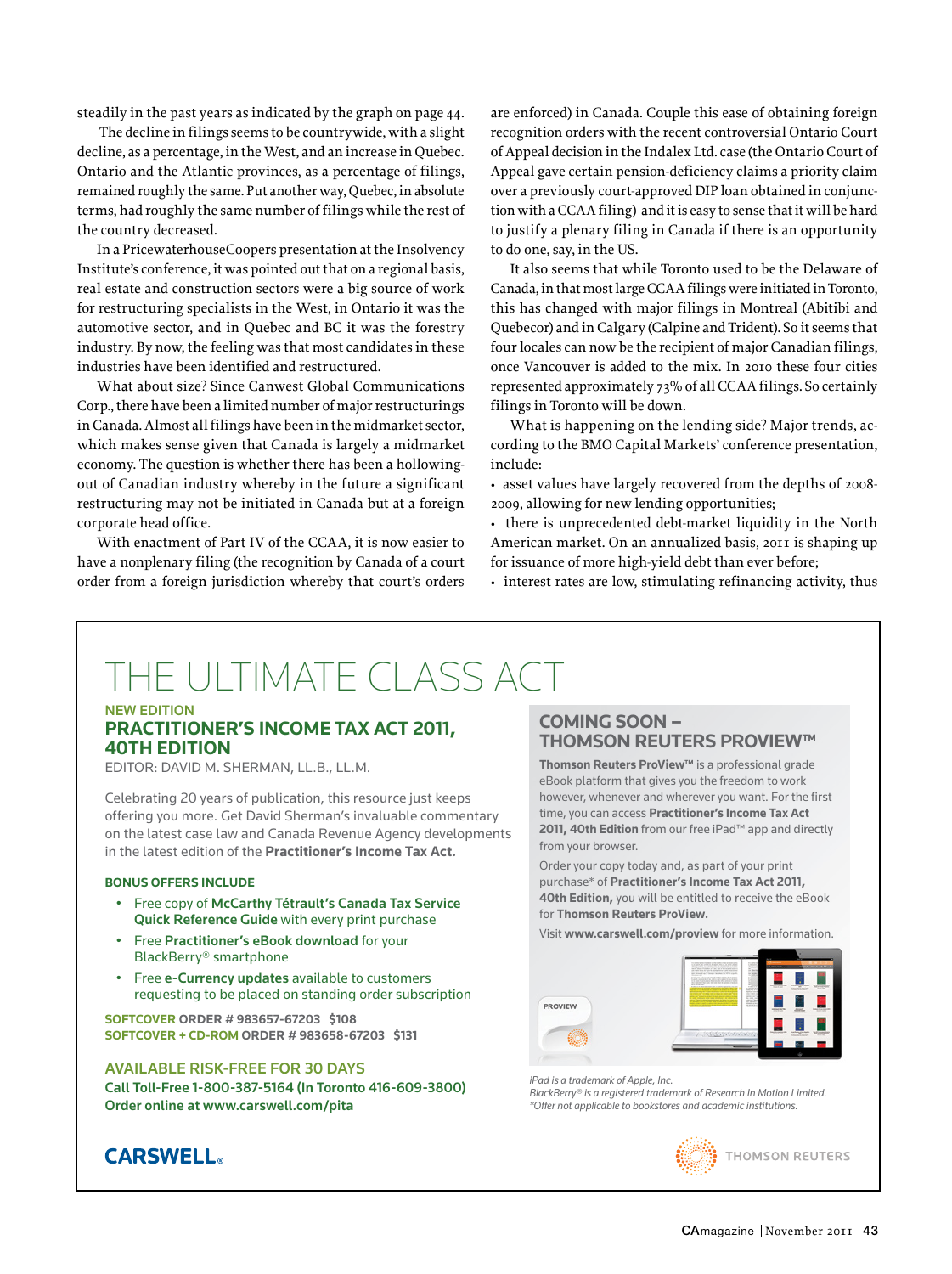steadily in the past years as indicated by the graph on page 44.

The decline in filings seems to be countrywide, with a slight decline, as a percentage, in the West, and an increase in Quebec. Ontario and the Atlantic provinces, as a percentage of filings, remained roughly the same. Put another way, Quebec, in absolute terms, had roughly the same number of filings while the rest of the country decreased.

In a PricewaterhouseCoopers presentation at the Insolvency Institute's conference, it was pointed out that on a regional basis, real estate and construction sectors were a big source of work for restructuring specialists in the West, in Ontario it was the automotive sector, and in Quebec and BC it was the forestry industry. By now, the feeling was that most candidates in these industries have been identified and restructured.

What about size? Since Canwest Global Communications Corp., there have been a limited number of major restructurings in Canada. Almost all filings have been in the midmarket sector, which makes sense given that Canada is largely a midmarket economy. The question is whether there has been a hollowing-out of Canadian industry whereby in the future a significant restructuring may not be initiated in Canada but at a foreign corporate head office.

With enactment of Part IV of the CCAA, it is now easier to have a nonplenary filing (the recognition by Canada of a court order from a foreign jurisdiction whereby that court's orders are enforced) in Canada. Couple this ease of obtaining foreign recognition orders with the recent controversial Ontario Court of Appeal decision in the Indalex Ltd. case (the Ontario Court of Appeal gave certain pension-deficiency claims a priority claim over a previously court-approved DIP loan obtained in conjunction with a CCAA filing) and it is easy to sense that it will be hard to justify a plenary filing in Canada if there is an opportunity to do one, say, in the US.

It also seems that while Toronto used to be the Delaware of Canada, in that most large CCAA filings were initiated in Toronto, this has changed with major filings in Montreal (Abitibi and Quebecor) and in Calgary (Calpine and Trident). So it seems that four locales can now be the recipient of major Canadian filings, once Vancouver is added to the mix. In 2010 these four cities represented approximately 73% of all CCAA filings. So certainly filings in Toronto will be down.

What is happening on the lending side? Major trends, according to the BMO Capital Markets' conference presentation, include:

- asset values have largely recovered from the depths of 2008-2009, allowing for new lending opportunities;
- there is unprecedented debt-market liquidity in the North American market. On an annualized basis, 2011 is shaping up for issuance of more high-yield debt than ever before;
- interest rates are low, stimulating refinancing activity, thus

---

# THE ULTIMATE CLASS ACT

**NEW EDITION**

## PRACTITIONER'S INCOME TAX ACT 2011, 40TH EDITION

EDITOR: DAVID M. SHERMAN, LL.B., LL.M.

Celebrating 20 years of publication, this resource just keeps offering you more. Get David Sherman's invaluable commentary on the latest case law and Canada Revenue Agency developments in the latest edition of the **Practitioner's Income Tax Act.**

**BONUS OFFERS INCLUDE**

- Free copy of **McCarthy Tétrault's Canada Tax Service Quick Reference Guide** with every print purchase
- Free **Practitioner's eBook download** for your BlackBerry® smartphone
- Free **e-Currency updates** available to customers requesting to be placed on standing order subscription

**SOFTCOVER** ORDER # 983657-67203 $108
**SOFTCOVER + CD-ROM** ORDER # 983658-67203 $131

**AVAILABLE RISK-FREE FOR 30 DAYS**
**Call Toll-Free 1-800-387-5164 (In Toronto 416-609-3800)**
**Order online at www.carswell.com/pita**

## COMING SOON – THOMSON REUTERS PROVIEW™

**Thomson Reuters ProView™** is a professional grade eBook platform that gives you the freedom to work however, whenever and wherever you want. For the first time, you can access **Practitioner's Income Tax Act 2011, 40th Edition** from our free iPad™ app and directly from your browser.

Order your copy today and, as part of your print purchase* of **Practitioner's Income Tax Act 2011, 40th Edition,** you will be entitled to receive the eBook for **Thomson Reuters ProView.**

Visit **www.carswell.com/proview** for more information.

PROVIEW

*iPad is a trademark of Apple, Inc.*
*BlackBerry® is a registered trademark of Research In Motion Limited.*
*\*Offer not applicable to bookstores and academic institutions.*

CARSWELL.

THOMSON REUTERS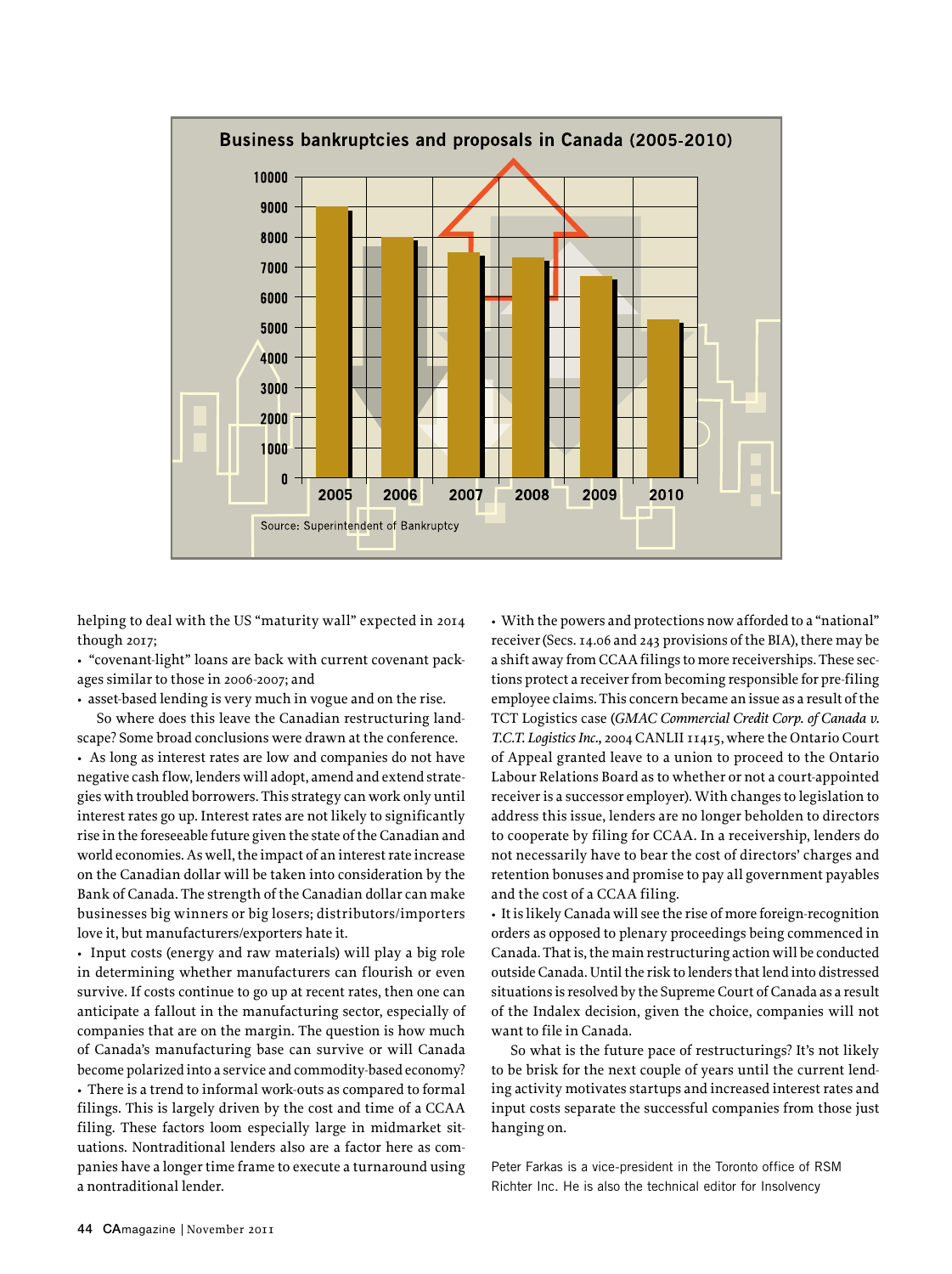Business bankruptcies and proposals in Canada (2005-2010)

10000
9000
8000
7000
6000
5000
4000
3000
2000
1000
0

2005 2006 2007 2008 2009 2010

Source: Superintendent of Bankruptcy

helping to deal with the US "maturity wall" expected in 2014 though 2017;

- "covenant-light" loans are back with current covenant packages similar to those in 2006-2007; and
- asset-based lending is very much in vogue and on the rise.

So where does this leave the Canadian restructuring landscape? Some broad conclusions were drawn at the conference.

- As long as interest rates are low and companies do not have negative cash flow, lenders will adopt, amend and extend strategies with troubled borrowers. This strategy can work only until interest rates go up. Interest rates are not likely to significantly rise in the foreseeable future given the state of the Canadian and world economies. As well, the impact of an interest rate increase on the Canadian dollar will be taken into consideration by the Bank of Canada. The strength of the Canadian dollar can make businesses big winners or big losers; distributors/importers love it, but manufacturers/exporters hate it.
- Input costs (energy and raw materials) will play a big role in determining whether manufacturers can flourish or even survive. If costs continue to go up at recent rates, then one can anticipate a fallout in the manufacturing sector, especially of companies that are on the margin. The question is how much of Canada's manufacturing base can survive or will Canada become polarized into a service and commodity-based economy?
- There is a trend to informal work-outs as compared to formal filings. This is largely driven by the cost and time of a CCAA filing. These factors loom especially large in midmarket situations. Nontraditional lenders also are a factor here as companies have a longer time frame to execute a turnaround using a nontraditional lender.
- With the powers and protections now afforded to a "national" receiver (Secs. 14.06 and 243 provisions of the BIA), there may be a shift away from CCAA filings to more receiverships. These sections protect a receiver from becoming responsible for pre-filing employee claims. This concern became an issue as a result of the TCT Logistics case (*GMAC Commercial Credit Corp. of Canada v. T.C.T. Logistics Inc.*, 2004 CANLII 11415, where the Ontario Court of Appeal granted leave to a union to proceed to the Ontario Labour Relations Board as to whether or not a court-appointed receiver is a successor employer). With changes to legislation to address this issue, lenders are no longer beholden to directors to cooperate by filing for CCAA. In a receivership, lenders do not necessarily have to bear the cost of directors' charges and retention bonuses and promise to pay all government payables and the cost of a CCAA filing.
- It is likely Canada will see the rise of more foreign-recognition orders as opposed to plenary proceedings being commenced in Canada. That is, the main restructuring action will be conducted outside Canada. Until the risk to lenders that lend into distressed situations is resolved by the Supreme Court of Canada as a result of the Indalex decision, given the choice, companies will not want to file in Canada.

So what is the future pace of restructurings? It's not likely to be brisk for the next couple of years until the current lending activity motivates startups and increased interest rates and input costs separate the successful companies from those just hanging on.

Peter Farkas is a vice-president in the Toronto office of RSM Richter Inc. He is also the technical editor for Insolvency